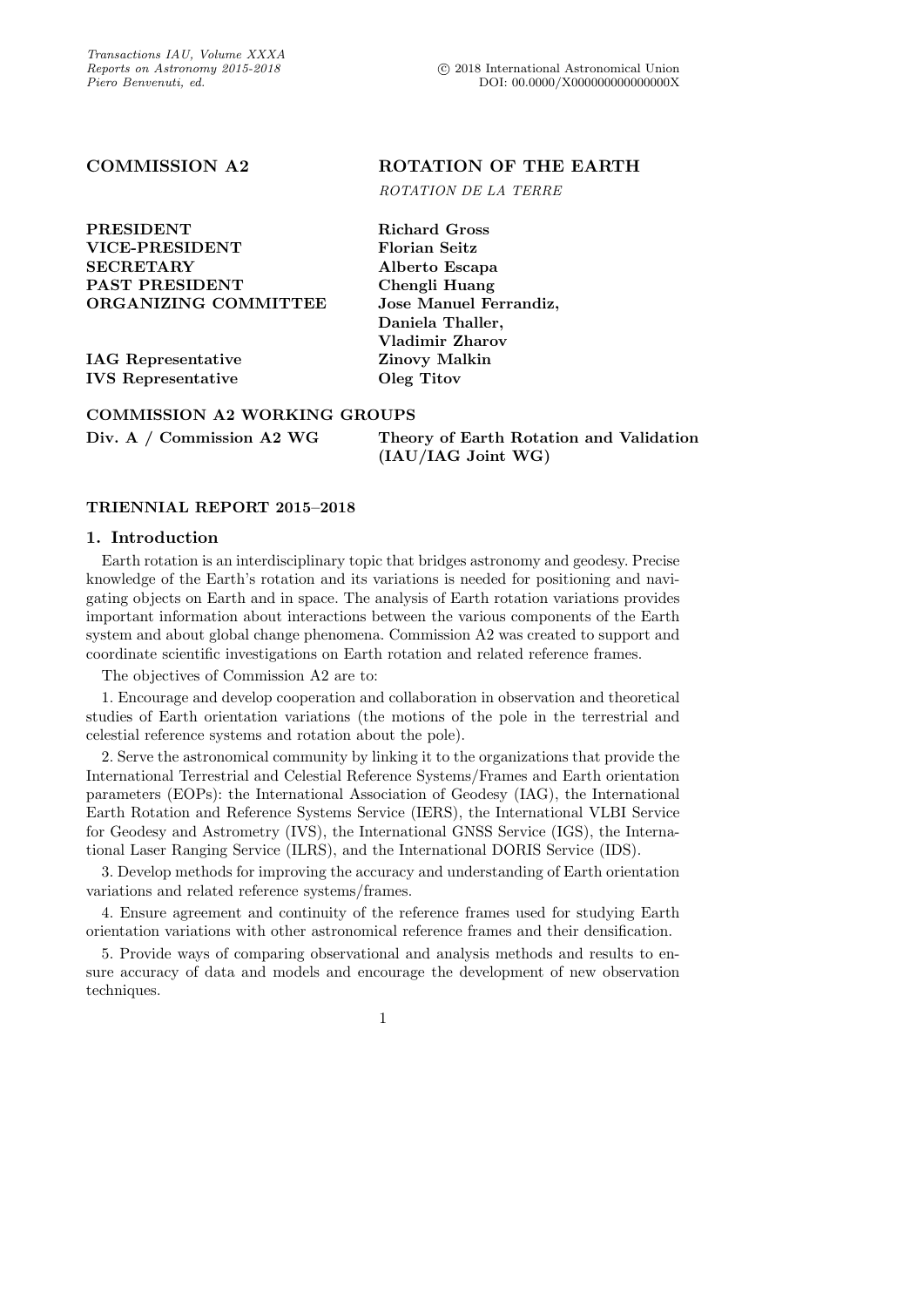**COMMISSION A2** **ROTATION OF THE EARTH**

*ROTATION DE LA TERRE*

| | |
|---|---|
| **PRESIDENT** | **Richard Gross** |
| **VICE-PRESIDENT** | **Florian Seitz** |
| **SECRETARY** | **Alberto Escapa** |
| **PAST PRESIDENT** | **Chengli Huang** |
| **ORGANIZING COMMITTEE** | **Jose Manuel Ferrandiz, Daniela Thaller, Vladimir Zharov** |
| **IAG Representative** | **Zinovy Malkin** |
| **IVS Representative** | **Oleg Titov** |

**COMMISSION A2 WORKING GROUPS**

| | |
|---|---|
| **Div. A / Commission A2 WG** | **Theory of Earth Rotation and Validation (IAU/IAG Joint WG)** |

**TRIENNIAL REPORT 2015–2018**

## 1. Introduction

Earth rotation is an interdisciplinary topic that bridges astronomy and geodesy. Precise knowledge of the Earth's rotation and its variations is needed for positioning and navigating objects on Earth and in space. The analysis of Earth rotation variations provides important information about interactions between the various components of the Earth system and about global change phenomena. Commission A2 was created to support and coordinate scientific investigations on Earth rotation and related reference frames.

The objectives of Commission A2 are to:

1. Encourage and develop cooperation and collaboration in observation and theoretical studies of Earth orientation variations (the motions of the pole in the terrestrial and celestial reference systems and rotation about the pole).

2. Serve the astronomical community by linking it to the organizations that provide the International Terrestrial and Celestial Reference Systems/Frames and Earth orientation parameters (EOPs): the International Association of Geodesy (IAG), the International Earth Rotation and Reference Systems Service (IERS), the International VLBI Service for Geodesy and Astrometry (IVS), the International GNSS Service (IGS), the International Laser Ranging Service (ILRS), and the International DORIS Service (IDS).

3. Develop methods for improving the accuracy and understanding of Earth orientation variations and related reference systems/frames.

4. Ensure agreement and continuity of the reference frames used for studying Earth orientation variations with other astronomical reference frames and their densification.

5. Provide ways of comparing observational and analysis methods and results to ensure accuracy of data and models and encourage the development of new observation techniques.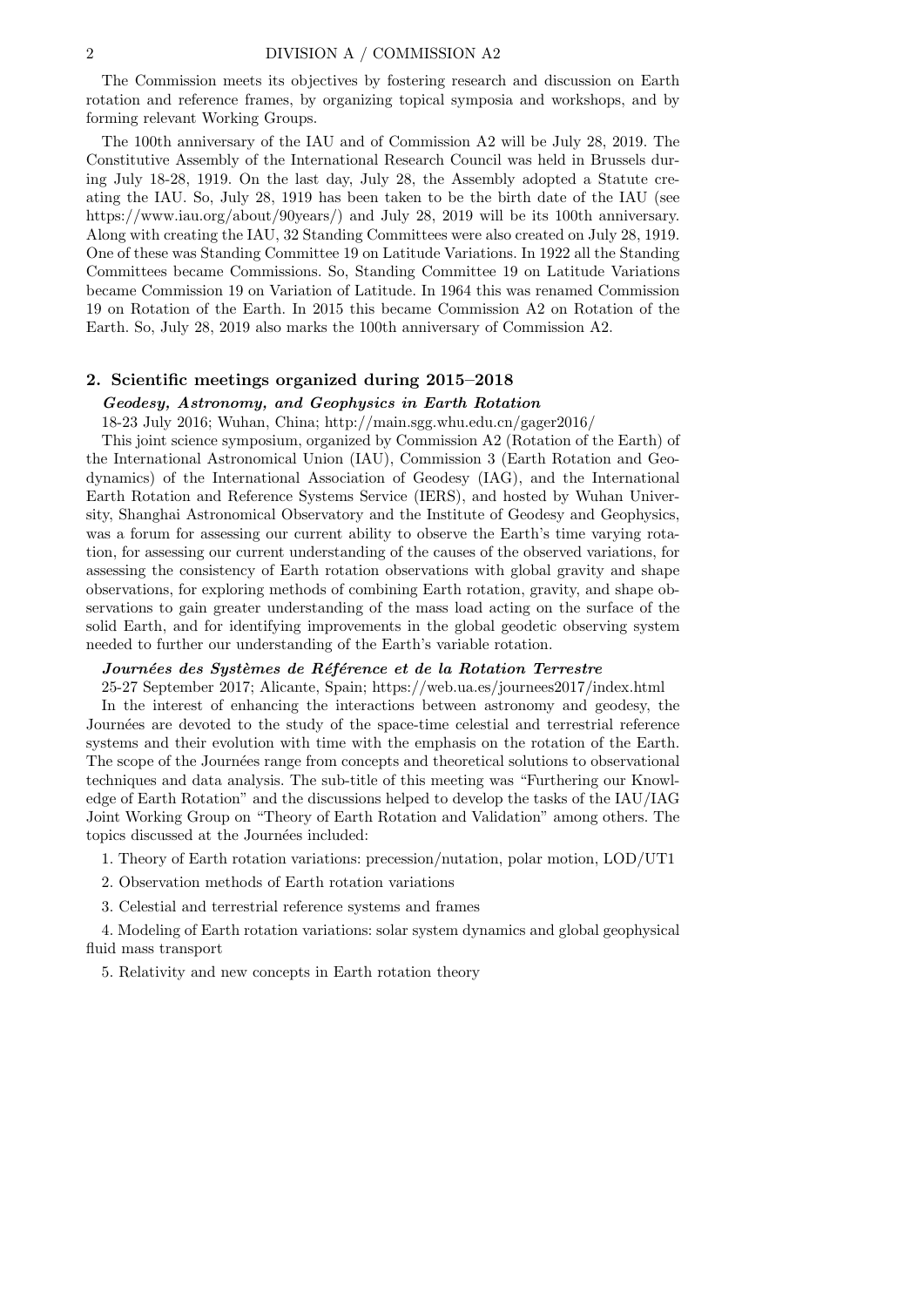The Commission meets its objectives by fostering research and discussion on Earth rotation and reference frames, by organizing topical symposia and workshops, and by forming relevant Working Groups.

The 100th anniversary of the IAU and of Commission A2 will be July 28, 2019. The Constitutive Assembly of the International Research Council was held in Brussels during July 18-28, 1919. On the last day, July 28, the Assembly adopted a Statute creating the IAU. So, July 28, 1919 has been taken to be the birth date of the IAU (see https://www.iau.org/about/90years/) and July 28, 2019 will be its 100th anniversary. Along with creating the IAU, 32 Standing Committees were also created on July 28, 1919. One of these was Standing Committee 19 on Latitude Variations. In 1922 all the Standing Committees became Commissions. So, Standing Committee 19 on Latitude Variations became Commission 19 on Variation of Latitude. In 1964 this was renamed Commission 19 on Rotation of the Earth. In 2015 this became Commission A2 on Rotation of the Earth. So, July 28, 2019 also marks the 100th anniversary of Commission A2.

## 2. Scientific meetings organized during 2015–2018

### *Geodesy, Astronomy, and Geophysics in Earth Rotation*

18-23 July 2016; Wuhan, China; http://main.sgg.whu.edu.cn/gager2016/

This joint science symposium, organized by Commission A2 (Rotation of the Earth) of the International Astronomical Union (IAU), Commission 3 (Earth Rotation and Geodynamics) of the International Association of Geodesy (IAG), and the International Earth Rotation and Reference Systems Service (IERS), and hosted by Wuhan University, Shanghai Astronomical Observatory and the Institute of Geodesy and Geophysics, was a forum for assessing our current ability to observe the Earth's time varying rotation, for assessing our current understanding of the causes of the observed variations, for assessing the consistency of Earth rotation observations with global gravity and shape observations, for exploring methods of combining Earth rotation, gravity, and shape observations to gain greater understanding of the mass load acting on the surface of the solid Earth, and for identifying improvements in the global geodetic observing system needed to further our understanding of the Earth's variable rotation.

### *Journées des Systèmes de Référence et de la Rotation Terrestre*

25-27 September 2017; Alicante, Spain; https://web.ua.es/journees2017/index.html

In the interest of enhancing the interactions between astronomy and geodesy, the Journées are devoted to the study of the space-time celestial and terrestrial reference systems and their evolution with time with the emphasis on the rotation of the Earth. The scope of the Journées range from concepts and theoretical solutions to observational techniques and data analysis. The sub-title of this meeting was "Furthering our Knowledge of Earth Rotation" and the discussions helped to develop the tasks of the IAU/IAG Joint Working Group on "Theory of Earth Rotation and Validation" among others. The topics discussed at the Journées included:

1. Theory of Earth rotation variations: precession/nutation, polar motion, LOD/UT1

2. Observation methods of Earth rotation variations

3. Celestial and terrestrial reference systems and frames

4. Modeling of Earth rotation variations: solar system dynamics and global geophysical fluid mass transport

5. Relativity and new concepts in Earth rotation theory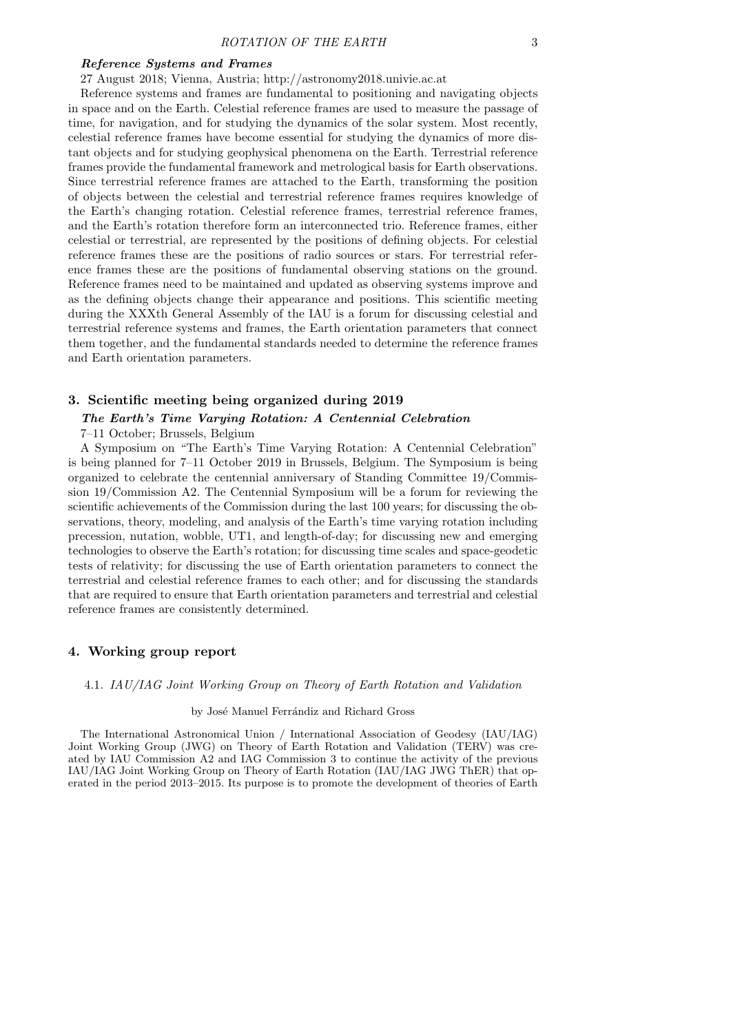***Reference Systems and Frames***

27 August 2018; Vienna, Austria; http://astronomy2018.univie.ac.at

Reference systems and frames are fundamental to positioning and navigating objects in space and on the Earth. Celestial reference frames are used to measure the passage of time, for navigation, and for studying the dynamics of the solar system. Most recently, celestial reference frames have become essential for studying the dynamics of more distant objects and for studying geophysical phenomena on the Earth. Terrestrial reference frames provide the fundamental framework and metrological basis for Earth observations. Since terrestrial reference frames are attached to the Earth, transforming the position of objects between the celestial and terrestrial reference frames requires knowledge of the Earth's changing rotation. Celestial reference frames, terrestrial reference frames, and the Earth's rotation therefore form an interconnected trio. Reference frames, either celestial or terrestrial, are represented by the positions of defining objects. For celestial reference frames these are the positions of radio sources or stars. For terrestrial reference frames these are the positions of fundamental observing stations on the ground. Reference frames need to be maintained and updated as observing systems improve and as the defining objects change their appearance and positions. This scientific meeting during the XXXth General Assembly of the IAU is a forum for discussing celestial and terrestrial reference systems and frames, the Earth orientation parameters that connect them together, and the fundamental standards needed to determine the reference frames and Earth orientation parameters.

## 3. Scientific meeting being organized during 2019

***The Earth's Time Varying Rotation: A Centennial Celebration***

7–11 October; Brussels, Belgium

A Symposium on "The Earth's Time Varying Rotation: A Centennial Celebration" is being planned for 7–11 October 2019 in Brussels, Belgium. The Symposium is being organized to celebrate the centennial anniversary of Standing Committee 19/Commission 19/Commission A2. The Centennial Symposium will be a forum for reviewing the scientific achievements of the Commission during the last 100 years; for discussing the observations, theory, modeling, and analysis of the Earth's time varying rotation including precession, nutation, wobble, UT1, and length-of-day; for discussing new and emerging technologies to observe the Earth's rotation; for discussing time scales and space-geodetic tests of relativity; for discussing the use of Earth orientation parameters to connect the terrestrial and celestial reference frames to each other; and for discussing the standards that are required to ensure that Earth orientation parameters and terrestrial and celestial reference frames are consistently determined.

## 4. Working group report

### 4.1. *IAU/IAG Joint Working Group on Theory of Earth Rotation and Validation*

by José Manuel Ferrándiz and Richard Gross

The International Astronomical Union / International Association of Geodesy (IAU/IAG) Joint Working Group (JWG) on Theory of Earth Rotation and Validation (TERV) was created by IAU Commission A2 and IAG Commission 3 to continue the activity of the previous IAU/IAG Joint Working Group on Theory of Earth Rotation (IAU/IAG JWG ThER) that operated in the period 2013–2015. Its purpose is to promote the development of theories of Earth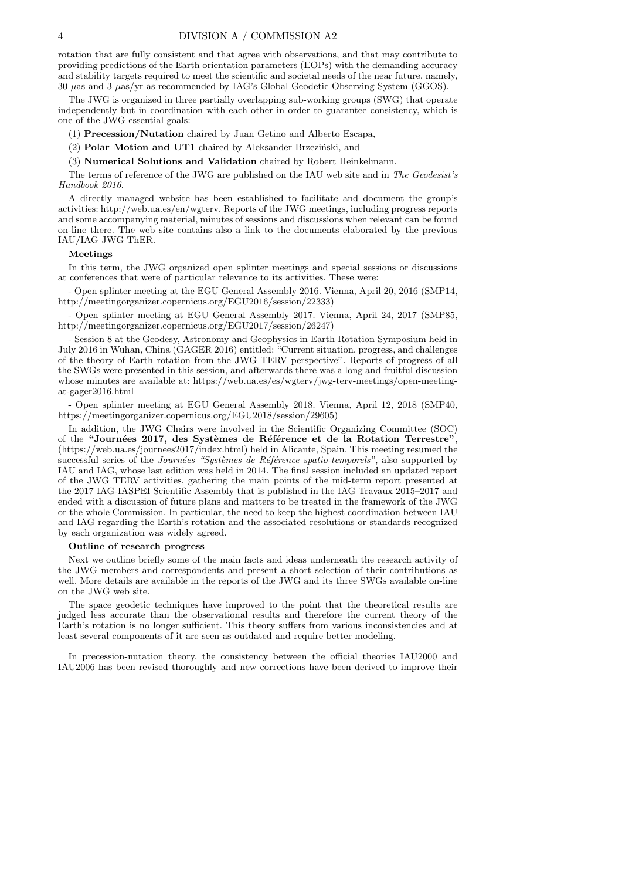rotation that are fully consistent and that agree with observations, and that may contribute to providing predictions of the Earth orientation parameters (EOPs) with the demanding accuracy and stability targets required to meet the scientific and societal needs of the near future, namely, 30 $\mu$as and 3 $\mu$as/yr as recommended by IAG's Global Geodetic Observing System (GGOS).

The JWG is organized in three partially overlapping sub-working groups (SWG) that operate independently but in coordination with each other in order to guarantee consistency, which is one of the JWG essential goals:

(1) **Precession/Nutation** chaired by Juan Getino and Alberto Escapa,

(2) **Polar Motion and UT1** chaired by Aleksander Brzeziński, and

(3) **Numerical Solutions and Validation** chaired by Robert Heinkelmann.

The terms of reference of the JWG are published on the IAU web site and in *The Geodesist's Handbook 2016*.

A directly managed website has been established to facilitate and document the group's activities: http://web.ua.es/en/wgterv. Reports of the JWG meetings, including progress reports and some accompanying material, minutes of sessions and discussions when relevant can be found on-line there. The web site contains also a link to the documents elaborated by the previous IAU/IAG JWG ThER.

**Meetings**

In this term, the JWG organized open splinter meetings and special sessions or discussions at conferences that were of particular relevance to its activities. These were:

- Open splinter meeting at the EGU General Assembly 2016. Vienna, April 20, 2016 (SMP14, http://meetingorganizer.copernicus.org/EGU2016/session/22333)

- Open splinter meeting at EGU General Assembly 2017. Vienna, April 24, 2017 (SMP85, http://meetingorganizer.copernicus.org/EGU2017/session/26247)

- Session 8 at the Geodesy, Astronomy and Geophysics in Earth Rotation Symposium held in July 2016 in Wuhan, China (GAGER 2016) entitled: "Current situation, progress, and challenges of the theory of Earth rotation from the JWG TERV perspective". Reports of progress of all the SWGs were presented in this session, and afterwards there was a long and fruitful discussion whose minutes are available at: https://web.ua.es/es/wgterv/jwg-terv-meetings/open-meeting-at-gager2016.html

- Open splinter meeting at EGU General Assembly 2018. Vienna, April 12, 2018 (SMP40, https://meetingorganizer.copernicus.org/EGU2018/session/29605)

In addition, the JWG Chairs were involved in the Scientific Organizing Committee (SOC) of the **"Journées 2017, des Systèmes de Référence et de la Rotation Terrestre"**, (https://web.ua.es/journees2017/index.html) held in Alicante, Spain. This meeting resumed the successful series of the *Journées "Systèmes de Référence spatio-temporels"*, also supported by IAU and IAG, whose last edition was held in 2014. The final session included an updated report of the JWG TERV activities, gathering the main points of the mid-term report presented at the 2017 IAG-IASPEI Scientific Assembly that is published in the IAG Travaux 2015–2017 and ended with a discussion of future plans and matters to be treated in the framework of the JWG or the whole Commission. In particular, the need to keep the highest coordination between IAU and IAG regarding the Earth's rotation and the associated resolutions or standards recognized by each organization was widely agreed.

**Outline of research progress**

Next we outline briefly some of the main facts and ideas underneath the research activity of the JWG members and correspondents and present a short selection of their contributions as well. More details are available in the reports of the JWG and its three SWGs available on-line on the JWG web site.

The space geodetic techniques have improved to the point that the theoretical results are judged less accurate than the observational results and therefore the current theory of the Earth's rotation is no longer sufficient. This theory suffers from various inconsistencies and at least several components of it are seen as outdated and require better modeling.

In precession-nutation theory, the consistency between the official theories IAU2000 and IAU2006 has been revised thoroughly and new corrections have been derived to improve their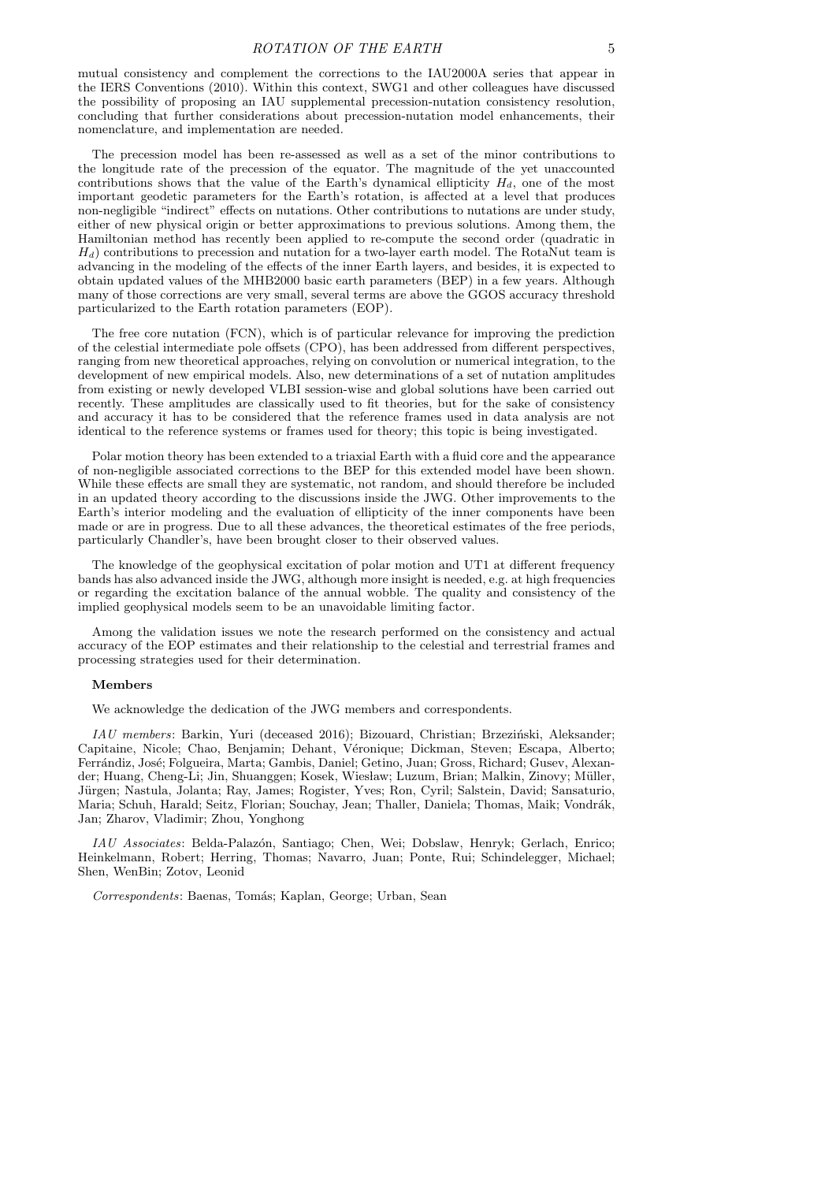mutual consistency and complement the corrections to the IAU2000A series that appear in the IERS Conventions (2010). Within this context, SWG1 and other colleagues have discussed the possibility of proposing an IAU supplemental precession-nutation consistency resolution, concluding that further considerations about precession-nutation model enhancements, their nomenclature, and implementation are needed.

The precession model has been re-assessed as well as a set of the minor contributions to the longitude rate of the precession of the equator. The magnitude of the yet unaccounted contributions shows that the value of the Earth's dynamical ellipticity $H_d$, one of the most important geodetic parameters for the Earth's rotation, is affected at a level that produces non-negligible "indirect" effects on nutations. Other contributions to nutations are under study, either of new physical origin or better approximations to previous solutions. Among them, the Hamiltonian method has recently been applied to re-compute the second order (quadratic in $H_d$) contributions to precession and nutation for a two-layer earth model. The RotaNut team is advancing in the modeling of the effects of the inner Earth layers, and besides, it is expected to obtain updated values of the MHB2000 basic earth parameters (BEP) in a few years. Although many of those corrections are very small, several terms are above the GGOS accuracy threshold particularized to the Earth rotation parameters (EOP).

The free core nutation (FCN), which is of particular relevance for improving the prediction of the celestial intermediate pole offsets (CPO), has been addressed from different perspectives, ranging from new theoretical approaches, relying on convolution or numerical integration, to the development of new empirical models. Also, new determinations of a set of nutation amplitudes from existing or newly developed VLBI session-wise and global solutions have been carried out recently. These amplitudes are classically used to fit theories, but for the sake of consistency and accuracy it has to be considered that the reference frames used in data analysis are not identical to the reference systems or frames used for theory; this topic is being investigated.

Polar motion theory has been extended to a triaxial Earth with a fluid core and the appearance of non-negligible associated corrections to the BEP for this extended model have been shown. While these effects are small they are systematic, not random, and should therefore be included in an updated theory according to the discussions inside the JWG. Other improvements to the Earth's interior modeling and the evaluation of ellipticity of the inner components have been made or are in progress. Due to all these advances, the theoretical estimates of the free periods, particularly Chandler's, have been brought closer to their observed values.

The knowledge of the geophysical excitation of polar motion and UT1 at different frequency bands has also advanced inside the JWG, although more insight is needed, e.g. at high frequencies or regarding the excitation balance of the annual wobble. The quality and consistency of the implied geophysical models seem to be an unavoidable limiting factor.

Among the validation issues we note the research performed on the consistency and actual accuracy of the EOP estimates and their relationship to the celestial and terrestrial frames and processing strategies used for their determination.

**Members**

We acknowledge the dedication of the JWG members and correspondents.

*IAU members*: Barkin, Yuri (deceased 2016); Bizouard, Christian; Brzeziński, Aleksander; Capitaine, Nicole; Chao, Benjamin; Dehant, Véronique; Dickman, Steven; Escapa, Alberto; Ferrándiz, José; Folgueira, Marta; Gambis, Daniel; Getino, Juan; Gross, Richard; Gusev, Alexander; Huang, Cheng-Li; Jin, Shuanggen; Kosek, Wieslaw; Luzum, Brian; Malkin, Zinovy; Müller, Jürgen; Nastula, Jolanta; Ray, James; Rogister, Yves; Ron, Cyril; Salstein, David; Sansaturio, Maria; Schuh, Harald; Seitz, Florian; Souchay, Jean; Thaller, Daniela; Thomas, Maik; Vondrák, Jan; Zharov, Vladimir; Zhou, Yonghong

*IAU Associates*: Belda-Palazón, Santiago; Chen, Wei; Dobslaw, Henryk; Gerlach, Enrico; Heinkelmann, Robert; Herring, Thomas; Navarro, Juan; Ponte, Rui; Schindelegger, Michael; Shen, WenBin; Zotov, Leonid

*Correspondents*: Baenas, Tomás; Kaplan, George; Urban, Sean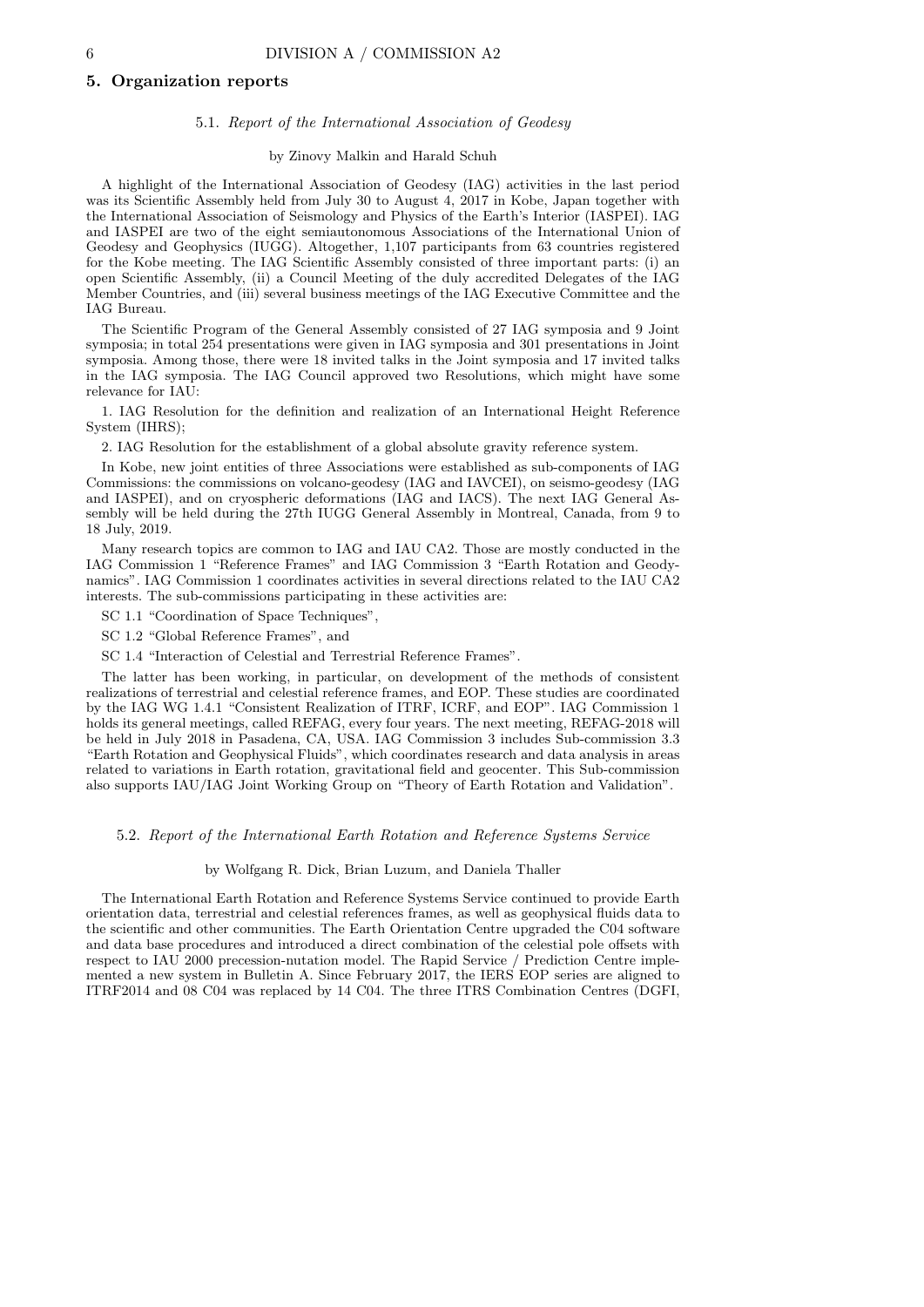## 5. Organization reports

### 5.1. *Report of the International Association of Geodesy*

by Zinovy Malkin and Harald Schuh

A highlight of the International Association of Geodesy (IAG) activities in the last period was its Scientific Assembly held from July 30 to August 4, 2017 in Kobe, Japan together with the International Association of Seismology and Physics of the Earth's Interior (IASPEI). IAG and IASPEI are two of the eight semiautonomous Associations of the International Union of Geodesy and Geophysics (IUGG). Altogether, 1,107 participants from 63 countries registered for the Kobe meeting. The IAG Scientific Assembly consisted of three important parts: (i) an open Scientific Assembly, (ii) a Council Meeting of the duly accredited Delegates of the IAG Member Countries, and (iii) several business meetings of the IAG Executive Committee and the IAG Bureau.

The Scientific Program of the General Assembly consisted of 27 IAG symposia and 9 Joint symposia; in total 254 presentations were given in IAG symposia and 301 presentations in Joint symposia. Among those, there were 18 invited talks in the Joint symposia and 17 invited talks in the IAG symposia. The IAG Council approved two Resolutions, which might have some relevance for IAU:

1. IAG Resolution for the definition and realization of an International Height Reference System (IHRS);

2. IAG Resolution for the establishment of a global absolute gravity reference system.

In Kobe, new joint entities of three Associations were established as sub-components of IAG Commissions: the commissions on volcano-geodesy (IAG and IAVCEI), on seismo-geodesy (IAG and IASPEI), and on cryospheric deformations (IAG and IACS). The next IAG General Assembly will be held during the 27th IUGG General Assembly in Montreal, Canada, from 9 to 18 July, 2019.

Many research topics are common to IAG and IAU CA2. Those are mostly conducted in the IAG Commission 1 "Reference Frames" and IAG Commission 3 "Earth Rotation and Geodynamics". IAG Commission 1 coordinates activities in several directions related to the IAU CA2 interests. The sub-commissions participating in these activities are:

SC 1.1 "Coordination of Space Techniques",

SC 1.2 "Global Reference Frames", and

SC 1.4 "Interaction of Celestial and Terrestrial Reference Frames".

The latter has been working, in particular, on development of the methods of consistent realizations of terrestrial and celestial reference frames, and EOP. These studies are coordinated by the IAG WG 1.4.1 "Consistent Realization of ITRF, ICRF, and EOP". IAG Commission 1 holds its general meetings, called REFAG, every four years. The next meeting, REFAG-2018 will be held in July 2018 in Pasadena, CA, USA. IAG Commission 3 includes Sub-commission 3.3 "Earth Rotation and Geophysical Fluids", which coordinates research and data analysis in areas related to variations in Earth rotation, gravitational field and geocenter. This Sub-commission also supports IAU/IAG Joint Working Group on "Theory of Earth Rotation and Validation".

### 5.2. *Report of the International Earth Rotation and Reference Systems Service*

by Wolfgang R. Dick, Brian Luzum, and Daniela Thaller

The International Earth Rotation and Reference Systems Service continued to provide Earth orientation data, terrestrial and celestial references frames, as well as geophysical fluids data to the scientific and other communities. The Earth Orientation Centre upgraded the C04 software and data base procedures and introduced a direct combination of the celestial pole offsets with respect to IAU 2000 precession-nutation model. The Rapid Service / Prediction Centre implemented a new system in Bulletin A. Since February 2017, the IERS EOP series are aligned to ITRF2014 and 08 C04 was replaced by 14 C04. The three ITRS Combination Centres (DGFI,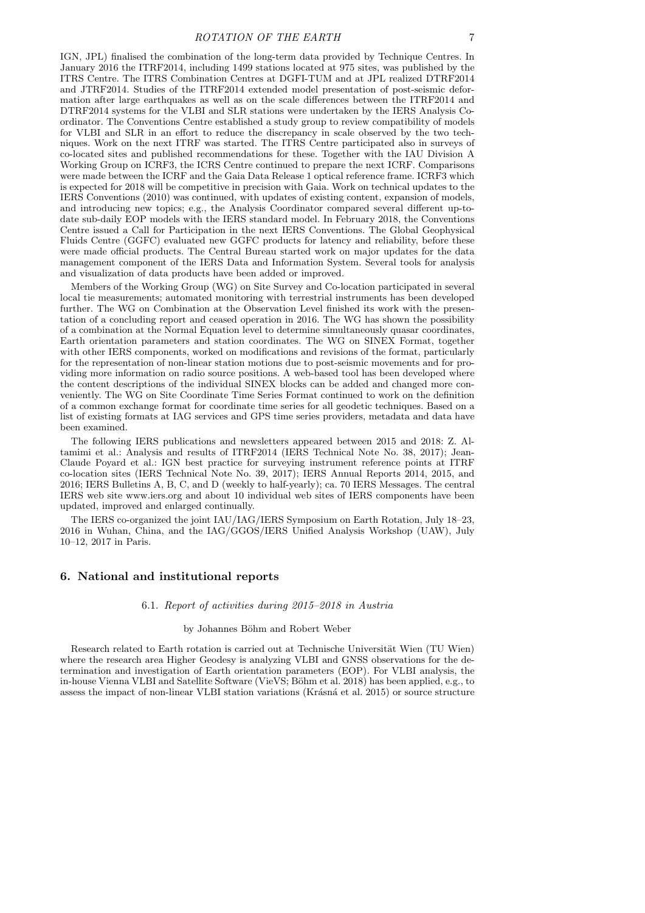IGN, JPL) finalised the combination of the long-term data provided by Technique Centres. In January 2016 the ITRF2014, including 1499 stations located at 975 sites, was published by the ITRS Centre. The ITRS Combination Centres at DGFI-TUM and at JPL realized DTRF2014 and JTRF2014. Studies of the ITRF2014 extended model presentation of post-seismic deformation after large earthquakes as well as on the scale differences between the ITRF2014 and DTRF2014 systems for the VLBI and SLR stations were undertaken by the IERS Analysis Coordinator. The Conventions Centre established a study group to review compatibility of models for VLBI and SLR in an effort to reduce the discrepancy in scale observed by the two techniques. Work on the next ITRF was started. The ITRS Centre participated also in surveys of co-located sites and published recommendations for these. Together with the IAU Division A Working Group on ICRF3, the ICRS Centre continued to prepare the next ICRF. Comparisons were made between the ICRF and the Gaia Data Release 1 optical reference frame. ICRF3 which is expected for 2018 will be competitive in precision with Gaia. Work on technical updates to the IERS Conventions (2010) was continued, with updates of existing content, expansion of models, and introducing new topics; e.g., the Analysis Coordinator compared several different up-to-date sub-daily EOP models with the IERS standard model. In February 2018, the Conventions Centre issued a Call for Participation in the next IERS Conventions. The Global Geophysical Fluids Centre (GGFC) evaluated new GGFC products for latency and reliability, before these were made official products. The Central Bureau started work on major updates for the data management component of the IERS Data and Information System. Several tools for analysis and visualization of data products have been added or improved.

Members of the Working Group (WG) on Site Survey and Co-location participated in several local tie measurements; automated monitoring with terrestrial instruments has been developed further. The WG on Combination at the Observation Level finished its work with the presentation of a concluding report and ceased operation in 2016. The WG has shown the possibility of a combination at the Normal Equation level to determine simultaneously quasar coordinates, Earth orientation parameters and station coordinates. The WG on SINEX Format, together with other IERS components, worked on modifications and revisions of the format, particularly for the representation of non-linear station motions due to post-seismic movements and for providing more information on radio source positions. A web-based tool has been developed where the content descriptions of the individual SINEX blocks can be added and changed more conveniently. The WG on Site Coordinate Time Series Format continued to work on the definition of a common exchange format for coordinate time series for all geodetic techniques. Based on a list of existing formats at IAG services and GPS time series providers, metadata and data have been examined.

The following IERS publications and newsletters appeared between 2015 and 2018: Z. Altamimi et al.: Analysis and results of ITRF2014 (IERS Technical Note No. 38, 2017); Jean-Claude Poyard et al.: IGN best practice for surveying instrument reference points at ITRF co-location sites (IERS Technical Note No. 39, 2017); IERS Annual Reports 2014, 2015, and 2016; IERS Bulletins A, B, C, and D (weekly to half-yearly); ca. 70 IERS Messages. The central IERS web site www.iers.org and about 10 individual web sites of IERS components have been updated, improved and enlarged continually.

The IERS co-organized the joint IAU/IAG/IERS Symposium on Earth Rotation, July 18–23, 2016 in Wuhan, China, and the IAG/GGOS/IERS Unified Analysis Workshop (UAW), July 10–12, 2017 in Paris.

## 6. National and institutional reports

### 6.1. *Report of activities during 2015–2018 in Austria*

by Johannes Böhm and Robert Weber

Research related to Earth rotation is carried out at Technische Universität Wien (TU Wien) where the research area Higher Geodesy is analyzing VLBI and GNSS observations for the determination and investigation of Earth orientation parameters (EOP). For VLBI analysis, the in-house Vienna VLBI and Satellite Software (VieVS; Böhm et al. 2018) has been applied, e.g., to assess the impact of non-linear VLBI station variations (Krásná et al. 2015) or source structure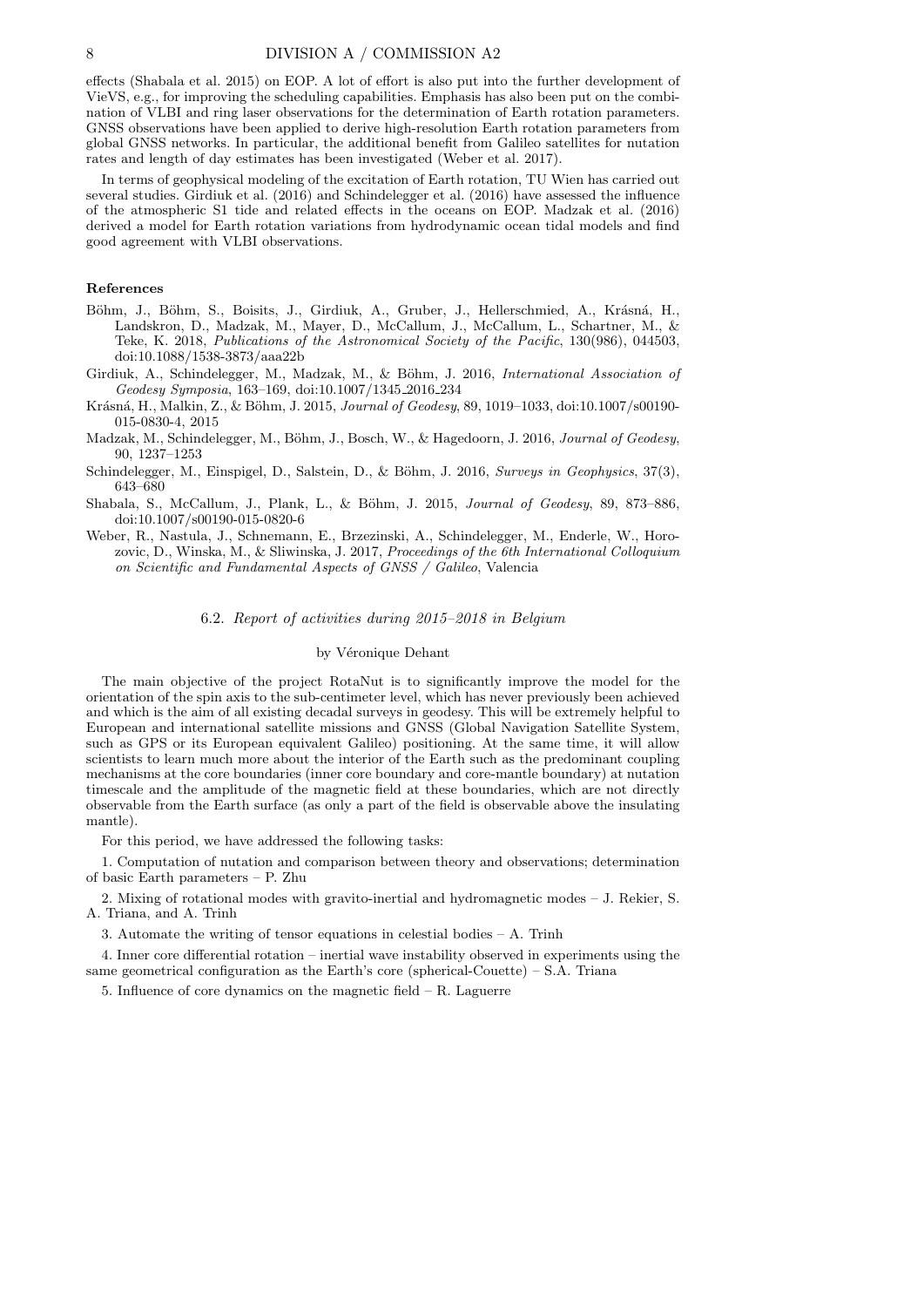effects (Shabala et al. 2015) on EOP. A lot of effort is also put into the further development of VieVS, e.g., for improving the scheduling capabilities. Emphasis has also been put on the combination of VLBI and ring laser observations for the determination of Earth rotation parameters. GNSS observations have been applied to derive high-resolution Earth rotation parameters from global GNSS networks. In particular, the additional benefit from Galileo satellites for nutation rates and length of day estimates has been investigated (Weber et al. 2017).

In terms of geophysical modeling of the excitation of Earth rotation, TU Wien has carried out several studies. Girdiuk et al. (2016) and Schindelegger et al. (2016) have assessed the influence of the atmospheric S1 tide and related effects in the oceans on EOP. Madzak et al. (2016) derived a model for Earth rotation variations from hydrodynamic ocean tidal models and find good agreement with VLBI observations.

**References**

Böhm, J., Böhm, S., Boisits, J., Girdiuk, A., Gruber, J., Hellerschmied, A., Krásná, H., Landskron, D., Madzak, M., Mayer, D., McCallum, J., McCallum, L., Schartner, M., & Teke, K. 2018, *Publications of the Astronomical Society of the Pacific*, 130(986), 044503, doi:10.1088/1538-3873/aaa22b

Girdiuk, A., Schindelegger, M., Madzak, M., & Böhm, J. 2016, *International Association of Geodesy Symposia*, 163–169, doi:10.1007/1345_2016_234

Krásná, H., Malkin, Z., & Böhm, J. 2015, *Journal of Geodesy*, 89, 1019–1033, doi:10.1007/s00190-015-0830-4, 2015

Madzak, M., Schindelegger, M., Böhm, J., Bosch, W., & Hagedoorn, J. 2016, *Journal of Geodesy*, 90, 1237–1253

Schindelegger, M., Einspigel, D., Salstein, D., & Böhm, J. 2016, *Surveys in Geophysics*, 37(3), 643–680

Shabala, S., McCallum, J., Plank, L., & Böhm, J. 2015, *Journal of Geodesy*, 89, 873–886, doi:10.1007/s00190-015-0820-6

Weber, R., Nastula, J., Schnemann, E., Brzezinski, A., Schindelegger, M., Enderle, W., Horozovic, D., Winska, M., & Sliwinska, J. 2017, *Proceedings of the 6th International Colloquium on Scientific and Fundamental Aspects of GNSS / Galileo*, Valencia

### 6.2. *Report of activities during 2015–2018 in Belgium*

by Véronique Dehant

The main objective of the project RotaNut is to significantly improve the model for the orientation of the spin axis to the sub-centimeter level, which has never previously been achieved and which is the aim of all existing decadal surveys in geodesy. This will be extremely helpful to European and international satellite missions and GNSS (Global Navigation Satellite System, such as GPS or its European equivalent Galileo) positioning. At the same time, it will allow scientists to learn much more about the interior of the Earth such as the predominant coupling mechanisms at the core boundaries (inner core boundary and core-mantle boundary) at nutation timescale and the amplitude of the magnetic field at these boundaries, which are not directly observable from the Earth surface (as only a part of the field is observable above the insulating mantle).

For this period, we have addressed the following tasks:

1. Computation of nutation and comparison between theory and observations; determination of basic Earth parameters – P. Zhu

2. Mixing of rotational modes with gravito-inertial and hydromagnetic modes – J. Rekier, S. A. Triana, and A. Trinh

3. Automate the writing of tensor equations in celestial bodies – A. Trinh

4. Inner core differential rotation – inertial wave instability observed in experiments using the same geometrical configuration as the Earth's core (spherical-Couette) – S.A. Triana

5. Influence of core dynamics on the magnetic field – R. Laguerre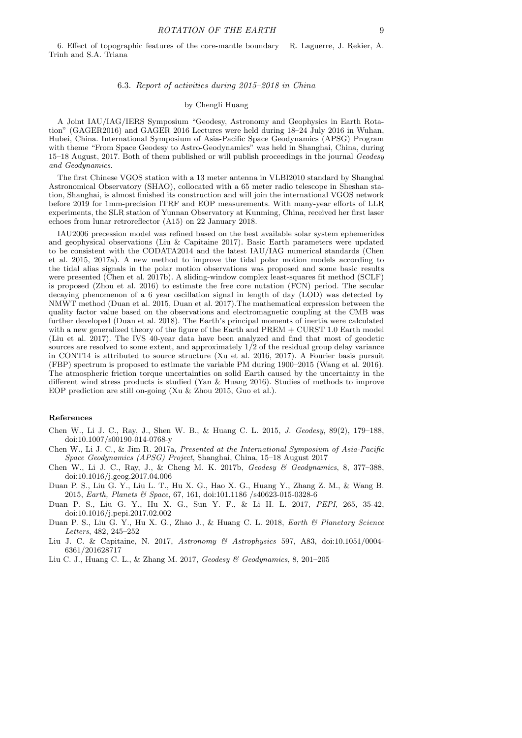6. Effect of topographic features of the core-mantle boundary – R. Laguerre, J. Rekier, A. Trinh and S.A. Triana

### 6.3. *Report of activities during 2015–2018 in China*

by Chengli Huang

A Joint IAU/IAG/IERS Symposium "Geodesy, Astronomy and Geophysics in Earth Rotation" (GAGER2016) and GAGER 2016 Lectures were held during 18–24 July 2016 in Wuhan, Hubei, China. International Symposium of Asia-Pacific Space Geodynamics (APSG) Program with theme "From Space Geodesy to Astro-Geodynamics" was held in Shanghai, China, during 15–18 August, 2017. Both of them published or will publish proceedings in the journal *Geodesy and Geodynamics*.

The first Chinese VGOS station with a 13 meter antenna in VLBI2010 standard by Shanghai Astronomical Observatory (SHAO), collocated with a 65 meter radio telescope in Sheshan station, Shanghai, is almost finished its construction and will join the international VGOS network before 2019 for 1mm-precision ITRF and EOP measurements. With many-year efforts of LLR experiments, the SLR station of Yunnan Observatory at Kunming, China, received her first laser echoes from lunar retroreflector (A15) on 22 January 2018.

IAU2006 precession model was refined based on the best available solar system ephemerides and geophysical observations (Liu & Capitaine 2017). Basic Earth parameters were updated to be consistent with the CODATA2014 and the latest IAU/IAG numerical standards (Chen et al. 2015, 2017a). A new method to improve the tidal polar motion models according to the tidal alias signals in the polar motion observations was proposed and some basic results were presented (Chen et al. 2017b). A sliding-window complex least-squares fit method (SCLF) is proposed (Zhou et al. 2016) to estimate the free core nutation (FCN) period. The secular decaying phenomenon of a 6 year oscillation signal in length of day (LOD) was detected by NMWT method (Duan et al. 2015, Duan et al. 2017).The mathematical expression between the quality factor value based on the observations and electromagnetic coupling at the CMB was further developed (Duan et al. 2018). The Earth's principal moments of inertia were calculated with a new generalized theory of the figure of the Earth and PREM + CURST 1.0 Earth model (Liu et al. 2017). The IVS 40-year data have been analyzed and find that most of geodetic sources are resolved to some extent, and approximately 1/2 of the residual group delay variance in CONT14 is attributed to source structure (Xu et al. 2016, 2017). A Fourier basis pursuit (FBP) spectrum is proposed to estimate the variable PM during 1900–2015 (Wang et al. 2016). The atmospheric friction torque uncertainties on solid Earth caused by the uncertainty in the different wind stress products is studied (Yan & Huang 2016). Studies of methods to improve EOP prediction are still on-going (Xu & Zhou 2015, Guo et al.).

#### References

Chen W., Li J. C., Ray, J., Shen W. B., & Huang C. L. 2015, *J. Geodesy*, 89(2), 179–188, doi:10.1007/s00190-014-0768-y

Chen W., Li J. C., & Jim R. 2017a, *Presented at the International Symposium of Asia-Pacific Space Geodynamics (APSG) Project*, Shanghai, China, 15–18 August 2017

Chen W., Li J. C., Ray, J., & Cheng M. K. 2017b, *Geodesy & Geodynamics*, 8, 377–388, doi:10.1016/j.geog.2017.04.006

Duan P. S., Liu G. Y., Liu L. T., Hu X. G., Hao X. G., Huang Y., Zhang Z. M., & Wang B. 2015, *Earth, Planets & Space*, 67, 161, doi:101.1186 /s40623-015-0328-6

Duan P. S., Liu G. Y., Hu X. G., Sun Y. F., & Li H. L. 2017, *PEPI*, 265, 35-42, doi:10.1016/j.pepi.2017.02.002

Duan P. S., Liu G. Y., Hu X. G., Zhao J., & Huang C. L. 2018, *Earth & Planetary Science Letters*, 482, 245–252

Liu J. C. & Capitaine, N. 2017, *Astronomy & Astrophysics* 597, A83, doi:10.1051/0004-6361/201628717

Liu C. J., Huang C. L., & Zhang M. 2017, *Geodesy & Geodynamics*, 8, 201–205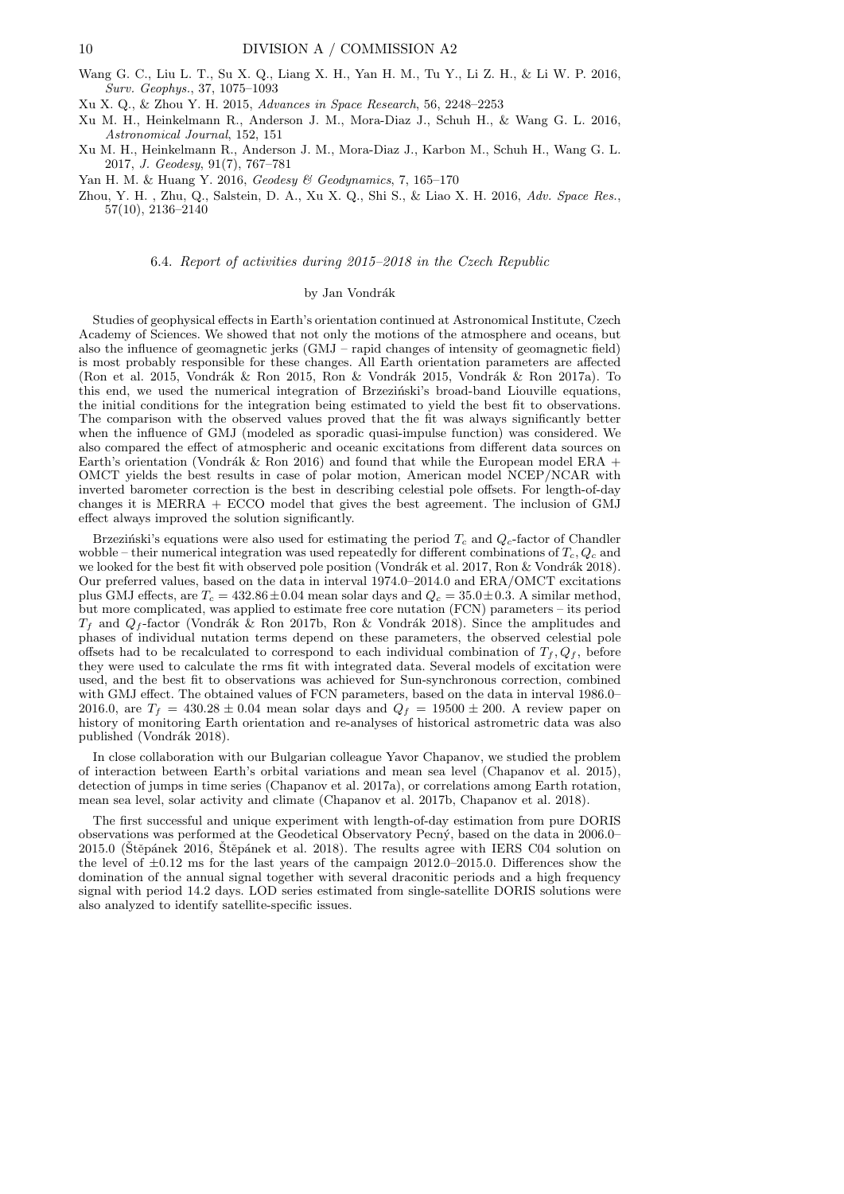Wang G. C., Liu L. T., Su X. Q., Liang X. H., Yan H. M., Tu Y., Li Z. H., & Li W. P. 2016, *Surv. Geophys.*, 37, 1075–1093

Xu X. Q., & Zhou Y. H. 2015, *Advances in Space Research*, 56, 2248–2253

Xu M. H., Heinkelmann R., Anderson J. M., Mora-Diaz J., Schuh H., & Wang G. L. 2016, *Astronomical Journal*, 152, 151

Xu M. H., Heinkelmann R., Anderson J. M., Mora-Diaz J., Karbon M., Schuh H., Wang G. L. 2017, *J. Geodesy*, 91(7), 767–781

Yan H. M. & Huang Y. 2016, *Geodesy & Geodynamics*, 7, 165–170

Zhou, Y. H. , Zhu, Q., Salstein, D. A., Xu X. Q., Shi S., & Liao X. H. 2016, *Adv. Space Res.*, 57(10), 2136–2140

### 6.4. *Report of activities during 2015–2018 in the Czech Republic*

by Jan Vondrák

Studies of geophysical effects in Earth's orientation continued at Astronomical Institute, Czech Academy of Sciences. We showed that not only the motions of the atmosphere and oceans, but also the influence of geomagnetic jerks (GMJ – rapid changes of intensity of geomagnetic field) is most probably responsible for these changes. All Earth orientation parameters are affected (Ron et al. 2015, Vondrák & Ron 2015, Ron & Vondrák 2015, Vondrák & Ron 2017a). To this end, we used the numerical integration of Brzeziński's broad-band Liouville equations, the initial conditions for the integration being estimated to yield the best fit to observations. The comparison with the observed values proved that the fit was always significantly better when the influence of GMJ (modeled as sporadic quasi-impulse function) was considered. We also compared the effect of atmospheric and oceanic excitations from different data sources on Earth's orientation (Vondrák & Ron 2016) and found that while the European model ERA + OMCT yields the best results in case of polar motion, American model NCEP/NCAR with inverted barometer correction is the best in describing celestial pole offsets. For length-of-day changes it is MERRA + ECCO model that gives the best agreement. The inclusion of GMJ effect always improved the solution significantly.

Brzeziński's equations were also used for estimating the period $T_c$ and $Q_c$-factor of Chandler wobble – their numerical integration was used repeatedly for different combinations of $T_c, Q_c$ and we looked for the best fit with observed pole position (Vondrák et al. 2017, Ron & Vondrák 2018). Our preferred values, based on the data in interval 1974.0–2014.0 and ERA/OMCT excitations plus GMJ effects, are $T_c = 432.86 \pm 0.04$ mean solar days and $Q_c = 35.0 \pm 0.3$. A similar method, but more complicated, was applied to estimate free core nutation (FCN) parameters – its period $T_f$ and $Q_f$-factor (Vondrák & Ron 2017b, Ron & Vondrák 2018). Since the amplitudes and phases of individual nutation terms depend on these parameters, the observed celestial pole offsets had to be recalculated to correspond to each individual combination of $T_f, Q_f$, before they were used to calculate the rms fit with integrated data. Several models of excitation were used, and the best fit to observations was achieved for Sun-synchronous correction, combined with GMJ effect. The obtained values of FCN parameters, based on the data in interval 1986.0–2016.0, are $T_f = 430.28 \pm 0.04$ mean solar days and $Q_f = 19500 \pm 200$. A review paper on history of monitoring Earth orientation and re-analyses of historical astrometric data was also published (Vondrák 2018).

In close collaboration with our Bulgarian colleague Yavor Chapanov, we studied the problem of interaction between Earth's orbital variations and mean sea level (Chapanov et al. 2015), detection of jumps in time series (Chapanov et al. 2017a), or correlations among Earth rotation, mean sea level, solar activity and climate (Chapanov et al. 2017b, Chapanov et al. 2018).

The first successful and unique experiment with length-of-day estimation from pure DORIS observations was performed at the Geodetical Observatory Pecný, based on the data in 2006.0–2015.0 (Štěpánek 2016, Štěpánek et al. 2018). The results agree with IERS C04 solution on the level of $\pm 0.12$ ms for the last years of the campaign 2012.0–2015.0. Differences show the domination of the annual signal together with several draconitic periods and a high frequency signal with period 14.2 days. LOD series estimated from single-satellite DORIS solutions were also analyzed to identify satellite-specific issues.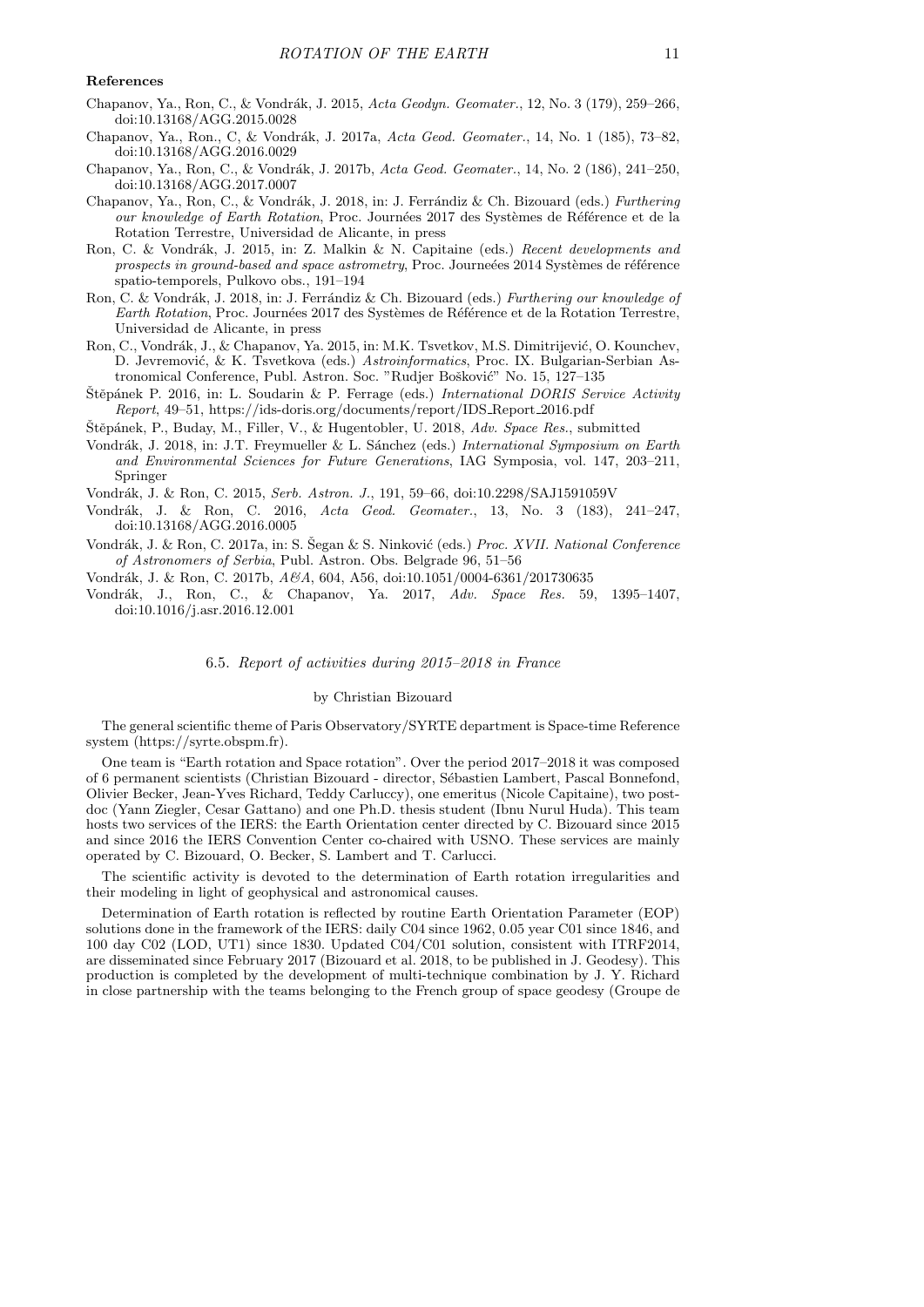**References**

Chapanov, Ya., Ron, C., & Vondrák, J. 2015, *Acta Geodyn. Geomater.*, 12, No. 3 (179), 259–266, doi:10.13168/AGG.2015.0028

Chapanov, Ya., Ron., C, & Vondrák, J. 2017a, *Acta Geod. Geomater.*, 14, No. 1 (185), 73–82, doi:10.13168/AGG.2016.0029

Chapanov, Ya., Ron, C., & Vondrák, J. 2017b, *Acta Geod. Geomater.*, 14, No. 2 (186), 241–250, doi:10.13168/AGG.2017.0007

Chapanov, Ya., Ron, C., & Vondrák, J. 2018, in: J. Ferrándiz & Ch. Bizouard (eds.) *Furthering our knowledge of Earth Rotation*, Proc. Journées 2017 des Systèmes de Référence et de la Rotation Terrestre, Universidad de Alicante, in press

Ron, C. & Vondrák, J. 2015, in: Z. Malkin & N. Capitaine (eds.) *Recent developments and prospects in ground-based and space astrometry*, Proc. Journeées 2014 Systèmes de référence spatio-temporels, Pulkovo obs., 191–194

Ron, C. & Vondrák, J. 2018, in: J. Ferrándiz & Ch. Bizouard (eds.) *Furthering our knowledge of Earth Rotation*, Proc. Journées 2017 des Systèmes de Référence et de la Rotation Terrestre, Universidad de Alicante, in press

Ron, C., Vondrák, J., & Chapanov, Ya. 2015, in: M.K. Tsvetkov, M.S. Dimitrijević, O. Kounchev, D. Jevremović, & K. Tsvetkova (eds.) *Astroinformatics*, Proc. IX. Bulgarian-Serbian Astronomical Conference, Publ. Astron. Soc. "Rudjer Bošković" No. 15, 127–135

Štěpánek P. 2016, in: L. Soudarin & P. Ferrage (eds.) *International DORIS Service Activity Report*, 49–51, https://ids-doris.org/documents/report/IDS_Report_2016.pdf

Štěpánek, P., Buday, M., Filler, V., & Hugentobler, U. 2018, *Adv. Space Res.*, submitted

Vondrák, J. 2018, in: J.T. Freymueller & L. Sánchez (eds.) *International Symposium on Earth and Environmental Sciences for Future Generations*, IAG Symposia, vol. 147, 203–211, Springer

Vondrák, J. & Ron, C. 2015, *Serb. Astron. J.*, 191, 59–66, doi:10.2298/SAJ1591059V

Vondrák, J. & Ron, C. 2016, *Acta Geod. Geomater.*, 13, No. 3 (183), 241–247, doi:10.13168/AGG.2016.0005

Vondrák, J. & Ron C. 2017a, in: S. Šegan & S. Ninković (eds.) *Proc. XVII. National Conference of Astronomers of Serbia*, Publ. Astron. Obs. Belgrade 96, 51–56

Vondrák, J. & Ron, C. 2017b, *A&A*, 604, A56, doi:10.1051/0004-6361/201730635

Vondrák, J., Ron, C., & Chapanov, Ya. 2017, *Adv. Space Res.* 59, 1395–1407, doi:10.1016/j.asr.2016.12.001

### 6.5. *Report of activities during 2015–2018 in France*

by Christian Bizouard

The general scientific theme of Paris Observatory/SYRTE department is Space-time Reference system (https://syrte.obspm.fr).

One team is "Earth rotation and Space rotation". Over the period 2017–2018 it was composed of 6 permanent scientists (Christian Bizouard - director, Sébastien Lambert, Pascal Bonnefond, Olivier Becker, Jean-Yves Richard, Teddy Carluccy), one emeritus (Nicole Capitaine), two post-doc (Yann Ziegler, Cesar Gattano) and one Ph.D. thesis student (Ibnu Nurul Huda). This team hosts two services of the IERS: the Earth Orientation center directed by C. Bizouard since 2015 and since 2016 the IERS Convention Center co-chaired with USNO. These services are mainly operated by C. Bizouard, O. Becker, S. Lambert and T. Carlucci.

The scientific activity is devoted to the determination of Earth rotation irregularities and their modeling in light of geophysical and astronomical causes.

Determination of Earth rotation is reflected by routine Earth Orientation Parameter (EOP) solutions done in the framework of the IERS: daily C04 since 1962, 0.05 year C01 since 1846, and 100 day C02 (LOD, UT1) since 1830. Updated C04/C01 solution, consistent with ITRF2014, are disseminated since February 2017 (Bizouard et al. 2018, to be published in J. Geodesy). This production is completed by the development of multi-technique combination by J. Y. Richard in close partnership with the teams belonging to the French group of space geodesy (Groupe de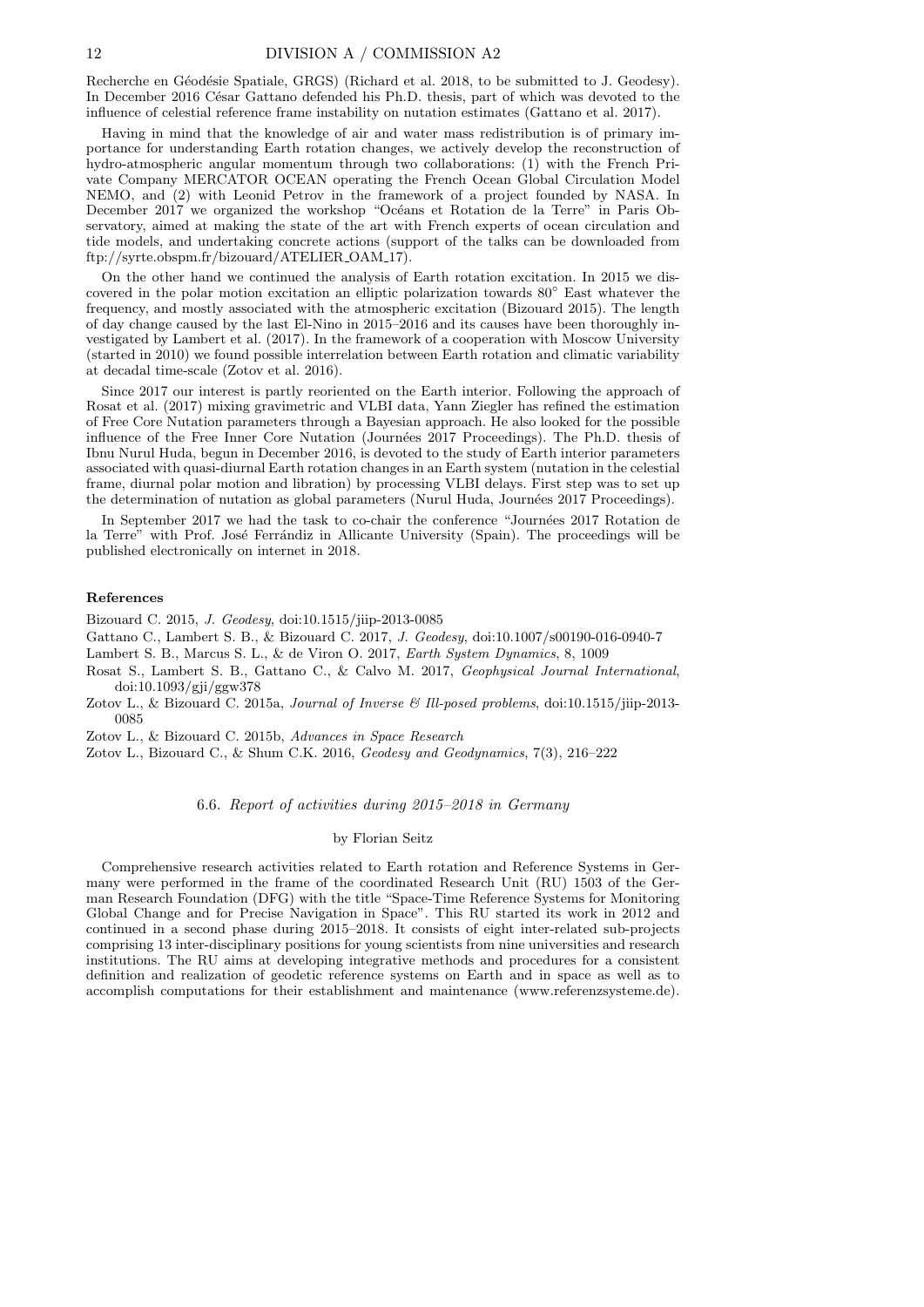Recherche en Géodésie Spatiale, GRGS) (Richard et al. 2018, to be submitted to J. Geodesy). In December 2016 César Gattano defended his Ph.D. thesis, part of which was devoted to the influence of celestial reference frame instability on nutation estimates (Gattano et al. 2017).

Having in mind that the knowledge of air and water mass redistribution is of primary importance for understanding Earth rotation changes, we actively develop the reconstruction of hydro-atmospheric angular momentum through two collaborations: (1) with the French Private Company MERCATOR OCEAN operating the French Ocean Global Circulation Model NEMO, and (2) with Leonid Petrov in the framework of a project founded by NASA. In December 2017 we organized the workshop "Océans et Rotation de la Terre" in Paris Observatory, aimed at making the state of the art with French experts of ocean circulation and tide models, and undertaking concrete actions (support of the talks can be downloaded from ftp://syrte.obspm.fr/bizouard/ATELIER_OAM_17).

On the other hand we continued the analysis of Earth rotation excitation. In 2015 we discovered in the polar motion excitation an elliptic polarization towards 80° East whatever the frequency, and mostly associated with the atmospheric excitation (Bizouard 2015). The length of day change caused by the last El-Nino in 2015–2016 and its causes have been thoroughly investigated by Lambert et al. (2017). In the framework of a cooperation with Moscow University (started in 2010) we found possible interrelation between Earth rotation and climatic variability at decadal time-scale (Zotov et al. 2016).

Since 2017 our interest is partly reoriented on the Earth interior. Following the approach of Rosat et al. (2017) mixing gravimetric and VLBI data, Yann Ziegler has refined the estimation of Free Core Nutation parameters through a Bayesian approach. He also looked for the possible influence of the Free Inner Core Nutation (Journées 2017 Proceedings). The Ph.D. thesis of Ibnu Nurul Huda, begun in December 2016, is devoted to the study of Earth interior parameters associated with quasi-diurnal Earth rotation changes in an Earth system (nutation in the celestial frame, diurnal polar motion and libration) by processing VLBI delays. First step was to set up the determination of nutation as global parameters (Nurul Huda, Journées 2017 Proceedings).

In September 2017 we had the task to co-chair the conference "Journées 2017 Rotation de la Terre" with Prof. José Ferrándiz in Allicante University (Spain). The proceedings will be published electronically on internet in 2018.

**References**

Bizouard C. 2015, *J. Geodesy*, doi:10.1515/jiip-2013-0085

Gattano C., Lambert S. B., & Bizouard C. 2017, *J. Geodesy*, doi:10.1007/s00190-016-0940-7

Lambert S. B., Marcus S. L., & de Viron O. 2017, *Earth System Dynamics*, 8, 1009

Rosat S., Lambert S. B., Gattano C., & Calvo M. 2017, *Geophysical Journal International*, doi:10.1093/gji/ggw378

Zotov L., & Bizouard C. 2015a, *Journal of Inverse & Ill-posed problems*, doi:10.1515/jiip-2013-0085

Zotov L., & Bizouard C. 2015b, *Advances in Space Research*

Zotov L., Bizouard C., & Shum C.K. 2016, *Geodesy and Geodynamics*, 7(3), 216–222

### 6.6. *Report of activities during 2015–2018 in Germany*

by Florian Seitz

Comprehensive research activities related to Earth rotation and Reference Systems in Germany were performed in the frame of the coordinated Research Unit (RU) 1503 of the German Research Foundation (DFG) with the title "Space-Time Reference Systems for Monitoring Global Change and for Precise Navigation in Space". This RU started its work in 2012 and continued in a second phase during 2015–2018. It consists of eight inter-related sub-projects comprising 13 inter-disciplinary positions for young scientists from nine universities and research institutions. The RU aims at developing integrative methods and procedures for a consistent definition and realization of geodetic reference systems on Earth and in space as well as to accomplish computations for their establishment and maintenance (www.referenzsysteme.de).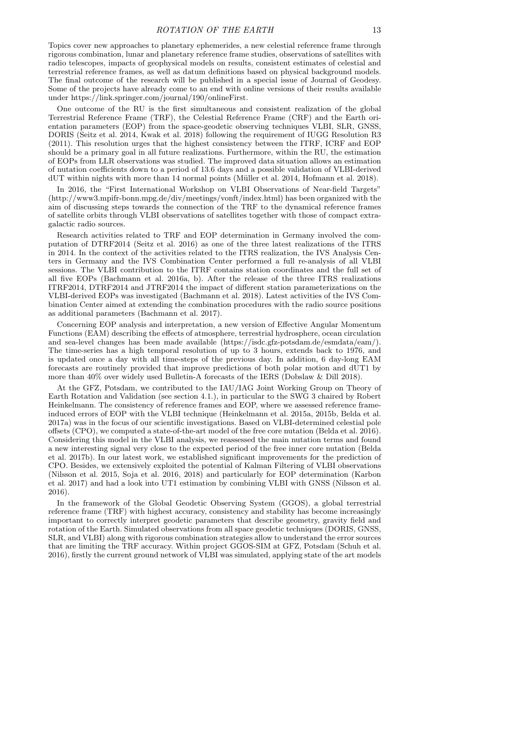Topics cover new approaches to planetary ephemerides, a new celestial reference frame through rigorous combination, lunar and planetary reference frame studies, observations of satellites with radio telescopes, impacts of geophysical models on results, consistent estimates of celestial and terrestrial reference frames, as well as datum definitions based on physical background models. The final outcome of the research will be published in a special issue of Journal of Geodesy. Some of the projects have already come to an end with online versions of their results available under https://link.springer.com/journal/190/onlineFirst.

One outcome of the RU is the first simultaneous and consistent realization of the global Terrestrial Reference Frame (TRF), the Celestial Reference Frame (CRF) and the Earth orientation parameters (EOP) from the space-geodetic observing techniques VLBI, SLR, GNSS, DORIS (Seitz et al. 2014, Kwak et al. 2018) following the requirement of IUGG Resolution R3 (2011). This resolution urges that the highest consistency between the ITRF, ICRF and EOP should be a primary goal in all future realizations. Furthermore, within the RU, the estimation of EOPs from LLR observations was studied. The improved data situation allows an estimation of nutation coefficients down to a period of 13.6 days and a possible validation of VLBI-derived dUT within nights with more than 14 normal points (Müller et al. 2014, Hofmann et al. 2018).

In 2016, the "First International Workshop on VLBI Observations of Near-field Targets" (http://www3.mpifr-bonn.mpg.de/div/meetings/vonft/index.html) has been organized with the aim of discussing steps towards the connection of the TRF to the dynamical reference frames of satellite orbits through VLBI observations of satellites together with those of compact extragalactic radio sources.

Research activities related to TRF and EOP determination in Germany involved the computation of DTRF2014 (Seitz et al. 2016) as one of the three latest realizations of the ITRS in 2014. In the context of the activities related to the ITRS realization, the IVS Analysis Centers in Germany and the IVS Combination Center performed a full re-analysis of all VLBI sessions. The VLBI contribution to the ITRF contains station coordinates and the full set of all five EOPs (Bachmann et al. 2016a, b). After the release of the three ITRS realizations ITRF2014, DTRF2014 and JTRF2014 the impact of different station parameterizations on the VLBI-derived EOPs was investigated (Bachmann et al. 2018). Latest activities of the IVS Combination Center aimed at extending the combination procedures with the radio source positions as additional parameters (Bachmann et al. 2017).

Concerning EOP analysis and interpretation, a new version of Effective Angular Momentum Functions (EAM) describing the effects of atmosphere, terrestrial hydrosphere, ocean circulation and sea-level changes has been made available (https://isdc.gfz-potsdam.de/esmdata/eam/). The time-series has a high temporal resolution of up to 3 hours, extends back to 1976, and is updated once a day with all time-steps of the previous day. In addition, 6 day-long EAM forecasts are routinely provided that improve predictions of both polar motion and dUT1 by more than 40% over widely used Bulletin-A forecasts of the IERS (Dobslaw & Dill 2018).

At the GFZ, Potsdam, we contributed to the IAU/IAG Joint Working Group on Theory of Earth Rotation and Validation (see section 4.1.), in particular to the SWG 3 chaired by Robert Heinkelmann. The consistency of reference frames and EOP, where we assessed reference frame-induced errors of EOP with the VLBI technique (Heinkelmann et al. 2015a, 2015b, Belda et al. 2017a) was in the focus of our scientific investigations. Based on VLBI-determined celestial pole offsets (CPO), we computed a state-of-the-art model of the free core nutation (Belda et al. 2016). Considering this model in the VLBI analysis, we reassessed the main nutation terms and found a new interesting signal very close to the expected period of the free inner core nutation (Belda et al. 2017b). In our latest work, we established significant improvements for the prediction of CPO. Besides, we extensively exploited the potential of Kalman Filtering of VLBI observations (Nilsson et al. 2015, Soja et al. 2016, 2018) and particularly for EOP determination (Karbon et al. 2017) and had a look into UT1 estimation by combining VLBI with GNSS (Nilsson et al. 2016).

In the framework of the Global Geodetic Observing System (GGOS), a global terrestrial reference frame (TRF) with highest accuracy, consistency and stability has become increasingly important to correctly interpret geodetic parameters that describe geometry, gravity field and rotation of the Earth. Simulated observations from all space geodetic techniques (DORIS, GNSS, SLR, and VLBI) along with rigorous combination strategies allow to understand the error sources that are limiting the TRF accuracy. Within project GGOS-SIM at GFZ, Potsdam (Schuh et al. 2016), firstly the current ground network of VLBI was simulated, applying state of the art models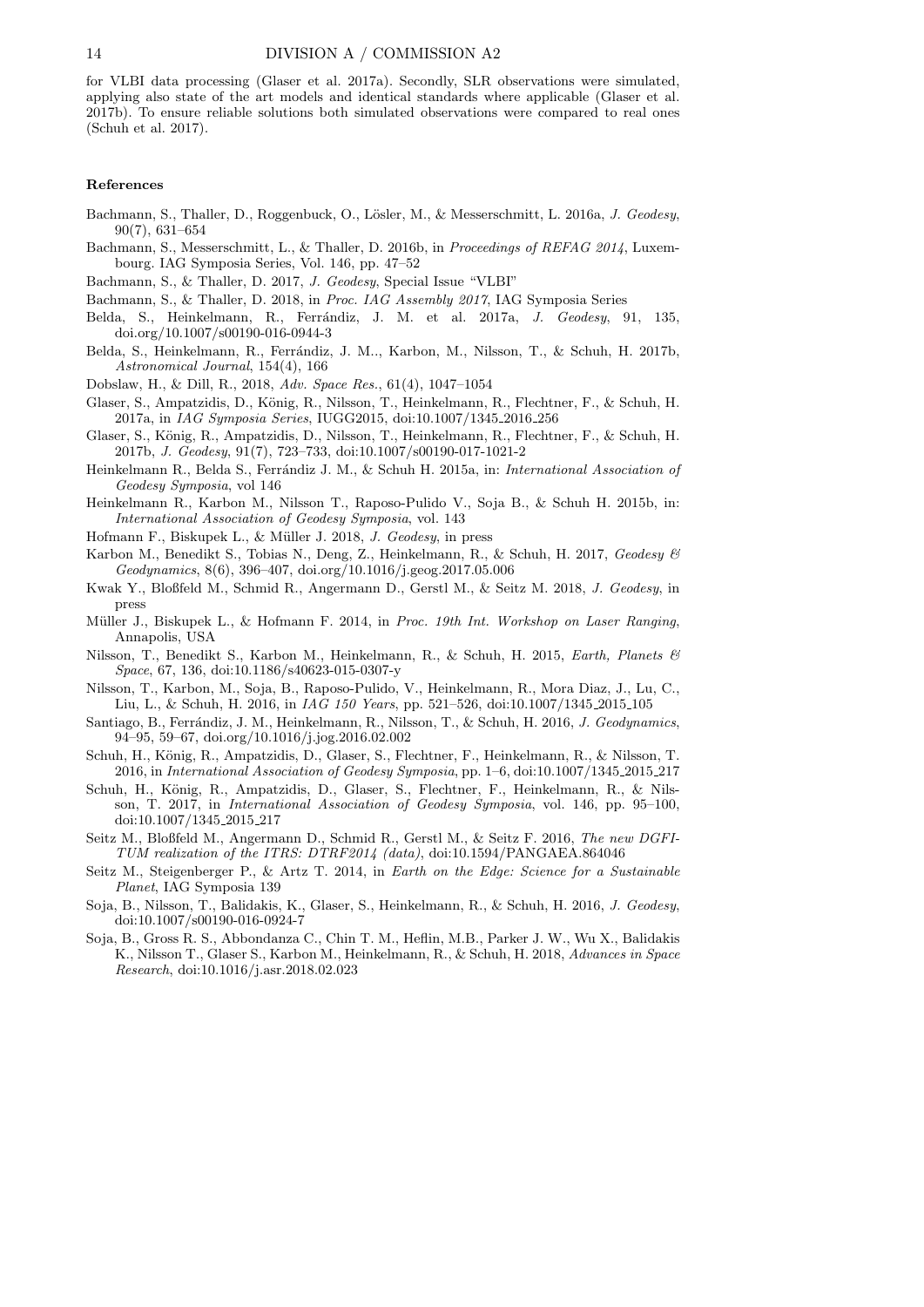for VLBI data processing (Glaser et al. 2017a). Secondly, SLR observations were simulated, applying also state of the art models and identical standards where applicable (Glaser et al. 2017b). To ensure reliable solutions both simulated observations were compared to real ones (Schuh et al. 2017).

#### References

Bachmann, S., Thaller, D., Roggenbuck, O., Lösler, M., & Messerschmitt, L. 2016a, *J. Geodesy*, 90(7), 631–654

Bachmann, S., Messerschmitt, L., & Thaller, D. 2016b, in *Proceedings of REFAG 2014*, Luxembourg. IAG Symposia Series, Vol. 146, pp. 47–52

Bachmann, S., & Thaller, D. 2017, *J. Geodesy*, Special Issue "VLBI"

Bachmann, S., & Thaller, D. 2018, in *Proc. IAG Assembly 2017*, IAG Symposia Series

Belda, S., Heinkelmann, R., Ferrándiz, J. M. et al. 2017a, *J. Geodesy*, 91, 135, doi.org/10.1007/s00190-016-0944-3

Belda, S., Heinkelmann, R., Ferrándiz, J. M.., Karbon, M., Nilsson, T., & Schuh, H. 2017b, *Astronomical Journal*, 154(4), 166

Dobslaw, H., & Dill, R., 2018, *Adv. Space Res.*, 61(4), 1047–1054

Glaser, S., Ampatzidis, D., König, R., Nilsson, T., Heinkelmann, R., Flechtner, F., & Schuh, H. 2017a, in *IAG Symposia Series*, IUGG2015, doi:10.1007/1345_2016_256

Glaser, S., König, R., Ampatzidis, D., Nilsson, T., Heinkelmann, R., Flechtner, F., & Schuh, H. 2017b, *J. Geodesy*, 91(7), 723–733, doi:10.1007/s00190-017-1021-2

Heinkelmann R., Belda S., Ferrándiz J. M., & Schuh H. 2015a, in: *International Association of Geodesy Symposia*, vol 146

Heinkelmann R., Karbon M., Nilsson T., Raposo-Pulido V., Soja B., & Schuh H. 2015b, in: *International Association of Geodesy Symposia*, vol. 143

Hofmann F., Biskupek L., & Müller J. 2018, *J. Geodesy*, in press

Karbon M., Benedikt S., Tobias N., Deng, Z., Heinkelmann, R., & Schuh, H. 2017, *Geodesy & Geodynamics*, 8(6), 396–407, doi.org/10.1016/j.geog.2017.05.006

Kwak Y., Bloßfeld M., Schmid R., Angermann D., Gerstl M., & Seitz M. 2018, *J. Geodesy*, in press

Müller J., Biskupek L., & Hofmann F. 2014, in *Proc. 19th Int. Workshop on Laser Ranging*, Annapolis, USA

Nilsson, T., Benedikt S., Karbon M., Heinkelmann, R., & Schuh, H. 2015, *Earth, Planets & Space*, 67, 136, doi:10.1186/s40623-015-0307-y

Nilsson, T., Karbon, M., Soja, B., Raposo-Pulido, V., Heinkelmann, R., Mora Diaz, J., Lu, C., Liu, L., & Schuh, H. 2016, in *IAG 150 Years*, pp. 521–526, doi:10.1007/1345_2015_105

Santiago, B., Ferrándiz, J. M., Heinkelmann, R., Nilsson, T., & Schuh, H. 2016, *J. Geodynamics*, 94–95, 59–67, doi.org/10.1016/j.jog.2016.02.002

Schuh, H., König, R., Ampatzidis, D., Glaser, S., Flechtner, F., Heinkelmann, R., & Nilsson, T. 2016, in *International Association of Geodesy Symposia*, pp. 1–6, doi:10.1007/1345_2015_217

Schuh, H., König, R., Ampatzidis, D., Glaser, S., Flechtner, F., Heinkelmann, R., & Nilsson, T. 2017, in *International Association of Geodesy Symposia*, vol. 146, pp. 95–100, doi:10.1007/1345_2015_217

Seitz M., Bloßfeld M., Angermann D., Schmid R., Gerstl M., & Seitz F. 2016, *The new DGFI-TUM realization of the ITRS: DTRF2014 (data)*, doi:10.1594/PANGAEA.864046

Seitz M., Steigenberger P., & Artz T. 2014, in *Earth on the Edge: Science for a Sustainable Planet*, IAG Symposia 139

Soja, B., Nilsson, T., Balidakis, K., Glaser, S., Heinkelmann, R., & Schuh, H. 2016, *J. Geodesy*, doi:10.1007/s00190-016-0924-7

Soja, B., Gross R. S., Abbondanza C., Chin T. M., Heflin, M.B., Parker J. W., Wu X., Balidakis K., Nilsson T., Glaser S., Karbon M., Heinkelmann, R., & Schuh, H. 2018, *Advances in Space Research*, doi:10.1016/j.asr.2018.02.023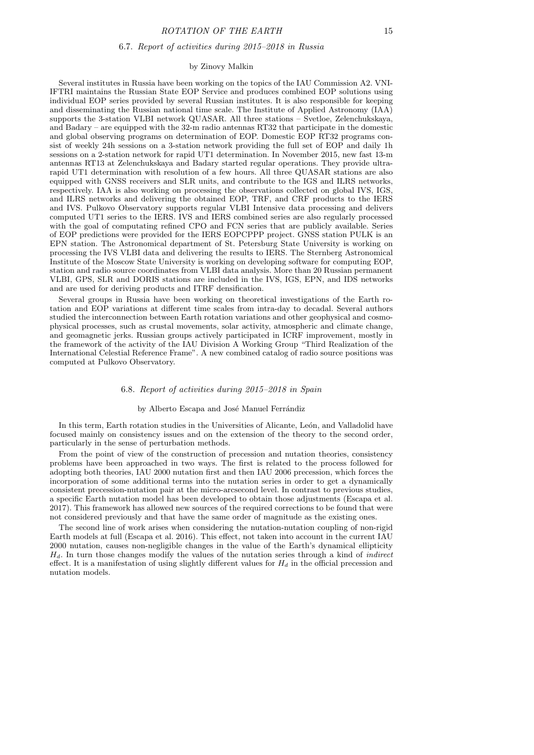### 6.7. *Report of activities during 2015–2018 in Russia*

by Zinovy Malkin

Several institutes in Russia have been working on the topics of the IAU Commission A2. VNIIFTRI maintains the Russian State EOP Service and produces combined EOP solutions using individual EOP series provided by several Russian institutes. It is also responsible for keeping and disseminating the Russian national time scale. The Institute of Applied Astronomy (IAA) supports the 3-station VLBI network QUASAR. All three stations – Svetloe, Zelenchukskaya, and Badary – are equipped with the 32-m radio antennas RT32 that participate in the domestic and global observing programs on determination of EOP. Domestic EOP RT32 programs consist of weekly 24h sessions on a 3-station network providing the full set of EOP and daily 1h sessions on a 2-station network for rapid UT1 determination. In November 2015, new fast 13-m antennas RT13 at Zelenchukskaya and Badary started regular operations. They provide ultra-rapid UT1 determination with resolution of a few hours. All three QUASAR stations are also equipped with GNSS receivers and SLR units, and contribute to the IGS and ILRS networks, respectively. IAA is also working on processing the observations collected on global IVS, IGS, and ILRS networks and delivering the obtained EOP, TRF, and CRF products to the IERS and IVS. Pulkovo Observatory supports regular VLBI Intensive data processing and delivers computed UT1 series to the IERS. IVS and IERS combined series are also regularly processed with the goal of computating refined CPO and FCN series that are publicly available. Series of EOP predictions were provided for the IERS EOPCPPP project. GNSS station PULK is an EPN station. The Astronomical department of St. Petersburg State University is working on processing the IVS VLBI data and delivering the results to IERS. The Sternberg Astronomical Institute of the Moscow State University is working on developing software for computing EOP, station and radio source coordinates from VLBI data analysis. More than 20 Russian permanent VLBI, GPS, SLR and DORIS stations are included in the IVS, IGS, EPN, and IDS networks and are used for deriving products and ITRF densification.

Several groups in Russia have been working on theoretical investigations of the Earth rotation and EOP variations at different time scales from intra-day to decadal. Several authors studied the interconnection between Earth rotation variations and other geophysical and cosmophysical processes, such as crustal movements, solar activity, atmospheric and climate change, and geomagnetic jerks. Russian groups actively participated in ICRF improvement, mostly in the framework of the activity of the IAU Division A Working Group "Third Realization of the International Celestial Reference Frame". A new combined catalog of radio source positions was computed at Pulkovo Observatory.

### 6.8. *Report of activities during 2015–2018 in Spain*

by Alberto Escapa and José Manuel Ferrándiz

In this term, Earth rotation studies in the Universities of Alicante, León, and Valladolid have focused mainly on consistency issues and on the extension of the theory to the second order, particularly in the sense of perturbation methods.

From the point of view of the construction of precession and nutation theories, consistency problems have been approached in two ways. The first is related to the process followed for adopting both theories, IAU 2000 nutation first and then IAU 2006 precession, which forces the incorporation of some additional terms into the nutation series in order to get a dynamically consistent precession-nutation pair at the micro-arcsecond level. In contrast to previous studies, a specific Earth nutation model has been developed to obtain those adjustments (Escapa et al. 2017). This framework has allowed new sources of the required corrections to be found that were not considered previously and that have the same order of magnitude as the existing ones.

The second line of work arises when considering the nutation-nutation coupling of non-rigid Earth models at full (Escapa et al. 2016). This effect, not taken into account in the current IAU 2000 nutation, causes non-negligible changes in the value of the Earth's dynamical ellipticity $H_d$. In turn those changes modify the values of the nutation series through a kind of *indirect* effect. It is a manifestation of using slightly different values for $H_d$ in the official precession and nutation models.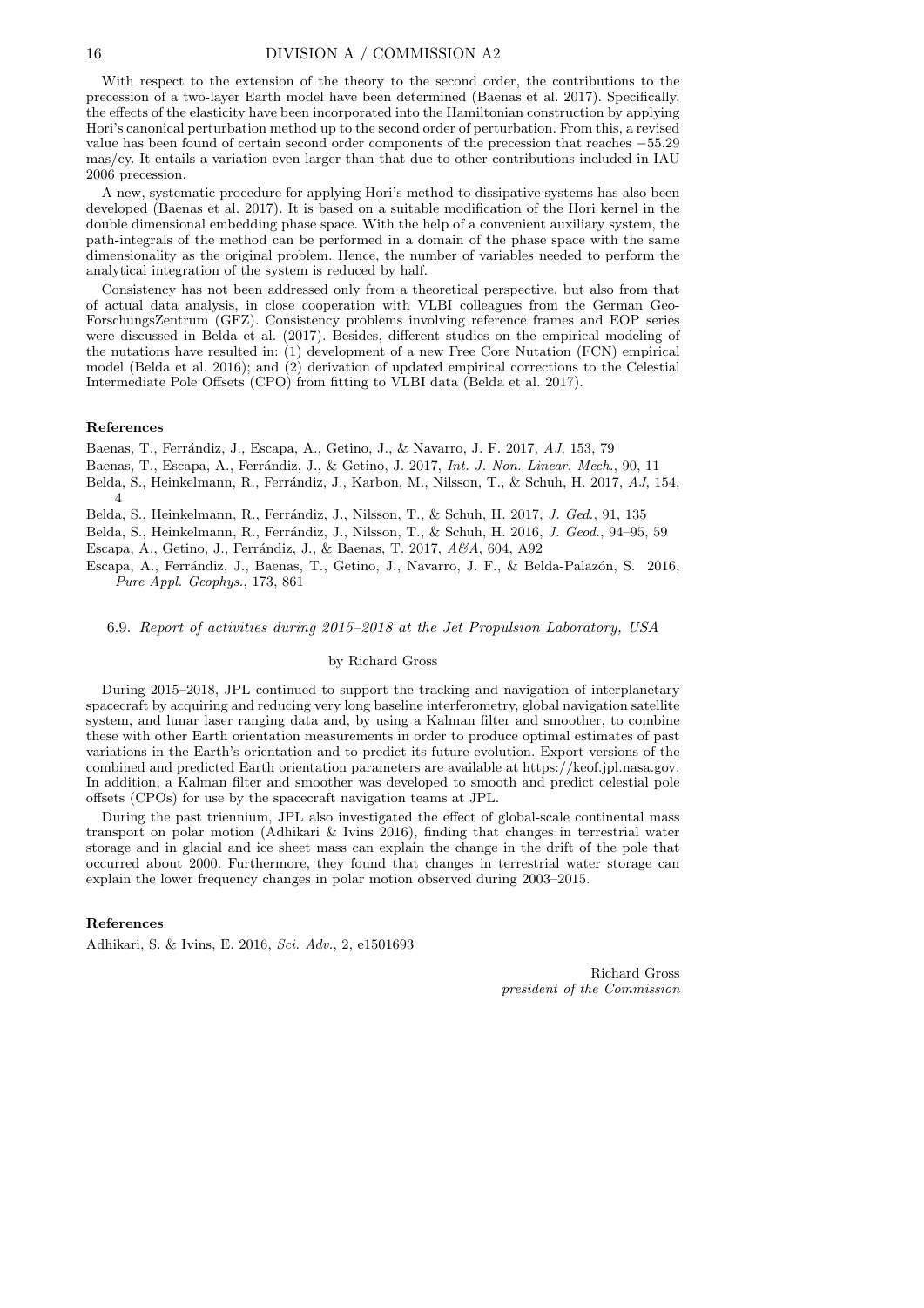With respect to the extension of the theory to the second order, the contributions to the precession of a two-layer Earth model have been determined (Baenas et al. 2017). Specifically, the effects of the elasticity have been incorporated into the Hamiltonian construction by applying Hori's canonical perturbation method up to the second order of perturbation. From this, a revised value has been found of certain second order components of the precession that reaches −55.29 mas/cy. It entails a variation even larger than that due to other contributions included in IAU 2006 precession.

A new, systematic procedure for applying Hori's method to dissipative systems has also been developed (Baenas et al. 2017). It is based on a suitable modification of the Hori kernel in the double dimensional embedding phase space. With the help of a convenient auxiliary system, the path-integrals of the method can be performed in a domain of the phase space with the same dimensionality as the original problem. Hence, the number of variables needed to perform the analytical integration of the system is reduced by half.

Consistency has not been addressed only from a theoretical perspective, but also from that of actual data analysis, in close cooperation with VLBI colleagues from the German Geo-ForschungsZentrum (GFZ). Consistency problems involving reference frames and EOP series were discussed in Belda et al. (2017). Besides, different studies on the empirical modeling of the nutations have resulted in: (1) development of a new Free Core Nutation (FCN) empirical model (Belda et al. 2016); and (2) derivation of updated empirical corrections to the Celestial Intermediate Pole Offsets (CPO) from fitting to VLBI data (Belda et al. 2017).

**References**

Baenas, T., Ferrándiz, J., Escapa, A., Getino, J., & Navarro, J. F. 2017, *AJ*, 153, 79

Baenas, T., Escapa, A., Ferrándiz, J., & Getino, J. 2017, *Int. J. Non. Linear. Mech.*, 90, 11

Belda, S., Heinkelmann, R., Ferrándiz, J., Karbon, M., Nilsson, T., & Schuh, H. 2017, *AJ*, 154, 4

Belda, S., Heinkelmann, R., Ferrándiz, J., Nilsson, T., & Schuh, H. 2017, *J. Ged.*, 91, 135

Belda, S., Heinkelmann, R., Ferrándiz, J., Nilsson, T., & Schuh, H. 2016, *J. Geod.*, 94–95, 59

Escapa, A., Getino, J., Ferrándiz, J., & Baenas, T. 2017, *A&A*, 604, A92

Escapa, A., Ferrándiz, J., Baenas, T., Getino, J., Navarro, J. F., & Belda-Palazón, S. 2016, *Pure Appl. Geophys.*, 173, 861

### 6.9. *Report of activities during 2015–2018 at the Jet Propulsion Laboratory, USA*

by Richard Gross

During 2015–2018, JPL continued to support the tracking and navigation of interplanetary spacecraft by acquiring and reducing very long baseline interferometry, global navigation satellite system, and lunar laser ranging data and, by using a Kalman filter and smoother, to combine these with other Earth orientation measurements in order to produce optimal estimates of past variations in the Earth's orientation and to predict its future evolution. Export versions of the combined and predicted Earth orientation parameters are available at https://keof.jpl.nasa.gov. In addition, a Kalman filter and smoother was developed to smooth and predict celestial pole offsets (CPOs) for use by the spacecraft navigation teams at JPL.

During the past triennium, JPL also investigated the effect of global-scale continental mass transport on polar motion (Adhikari & Ivins 2016), finding that changes in terrestrial water storage and in glacial and ice sheet mass can explain the change in the drift of the pole that occurred about 2000. Furthermore, they found that changes in terrestrial water storage can explain the lower frequency changes in polar motion observed during 2003–2015.

**References**

Adhikari, S. & Ivins, E. 2016, *Sci. Adv.*, 2, e1501693

Richard Gross
*president of the Commission*